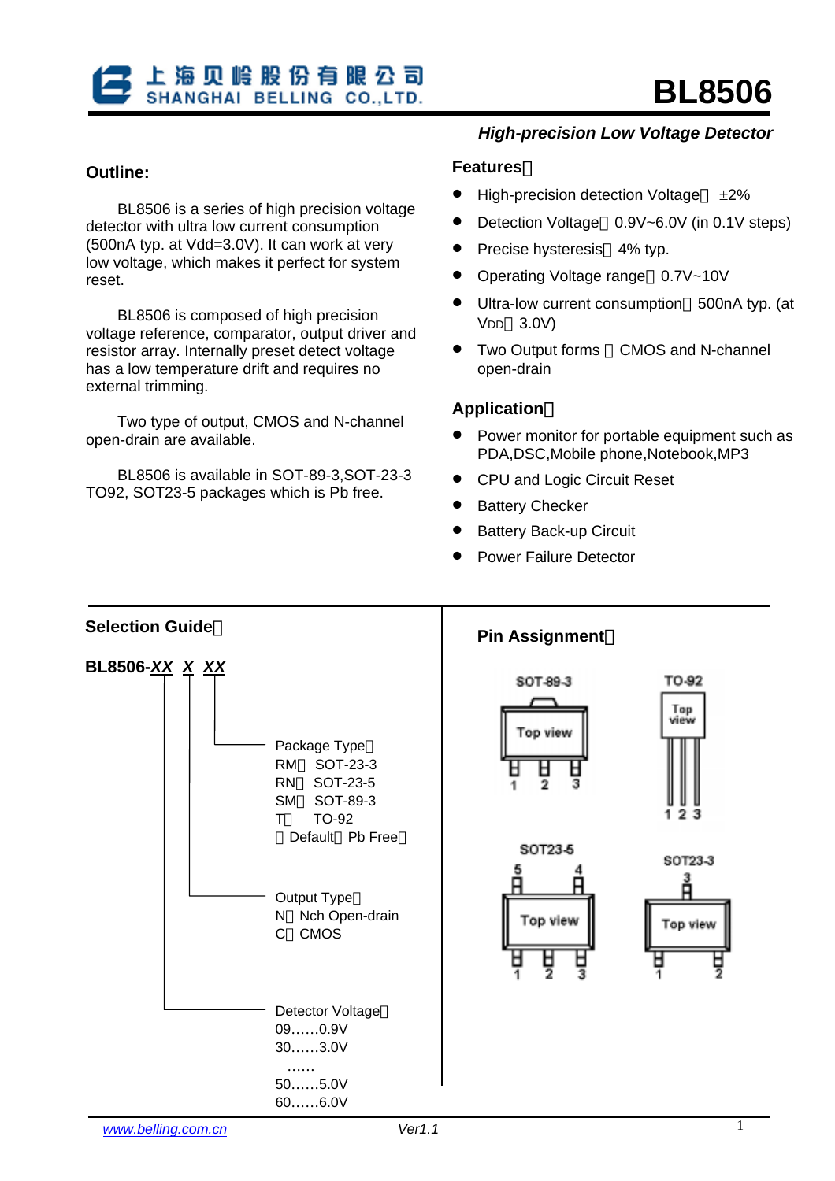上海贝岭股份有限公司
SHANGHAI BELLING CO.,LTD.

# BL8506

***High-precision Low Voltage Detector***

## Outline:

BL8506 is a series of high precision voltage detector with ultra low current consumption (500nA typ. at Vdd=3.0V). It can work at very low voltage, which makes it perfect for system reset.

BL8506 is composed of high precision voltage reference, comparator, output driver and resistor array. Internally preset detect voltage has a low temperature drift and requires no external trimming.

Two type of output, CMOS and N-channel open-drain are available.

BL8506 is available in SOT-89-3,SOT-23-3 TO92, SOT23-5 packages which is Pb free.

## Features：

- High-precision detection Voltage：±2%
- Detection Voltage：0.9V~6.0V (in 0.1V steps)
- Precise hysteresis：4% typ.
- Operating Voltage range：0.7V~10V
- Ultra-low current consumption：500nA typ. (at $V_{DD}$＝3.0V)
- Two Output forms ：CMOS and N-channel open-drain

## Application：

- Power monitor for portable equipment such as PDA,DSC,Mobile phone,Notebook,MP3
- CPU and Logic Circuit Reset
- Battery Checker
- Battery Back-up Circuit
- Power Failure Detector

## Selection Guide：

**BL8506-XX X XX**

Package Type：
- RM：SOT-23-3
- RN：SOT-23-5
- SM：SOT-89-3
- T：TO-92
- （Default：Pb Free）

Output Type：
- N：Nch Open-drain
- C：CMOS

Detector Voltage：
- 09……0.9V
- 30……3.0V
- ……
- 50……5.0V
- 60……6.0V

## Pin Assignment：

SOT-89-3 (Top view): pins 1 2 3

TO-92 (Top view): pins 1 2 3

SOT23-5 (Top view): pins 1 2 3 (bottom), 5 4 (top)

SOT23-3 (Top view): pins 1 2 (bottom), 3 (top)

www.belling.com.cn Ver1.1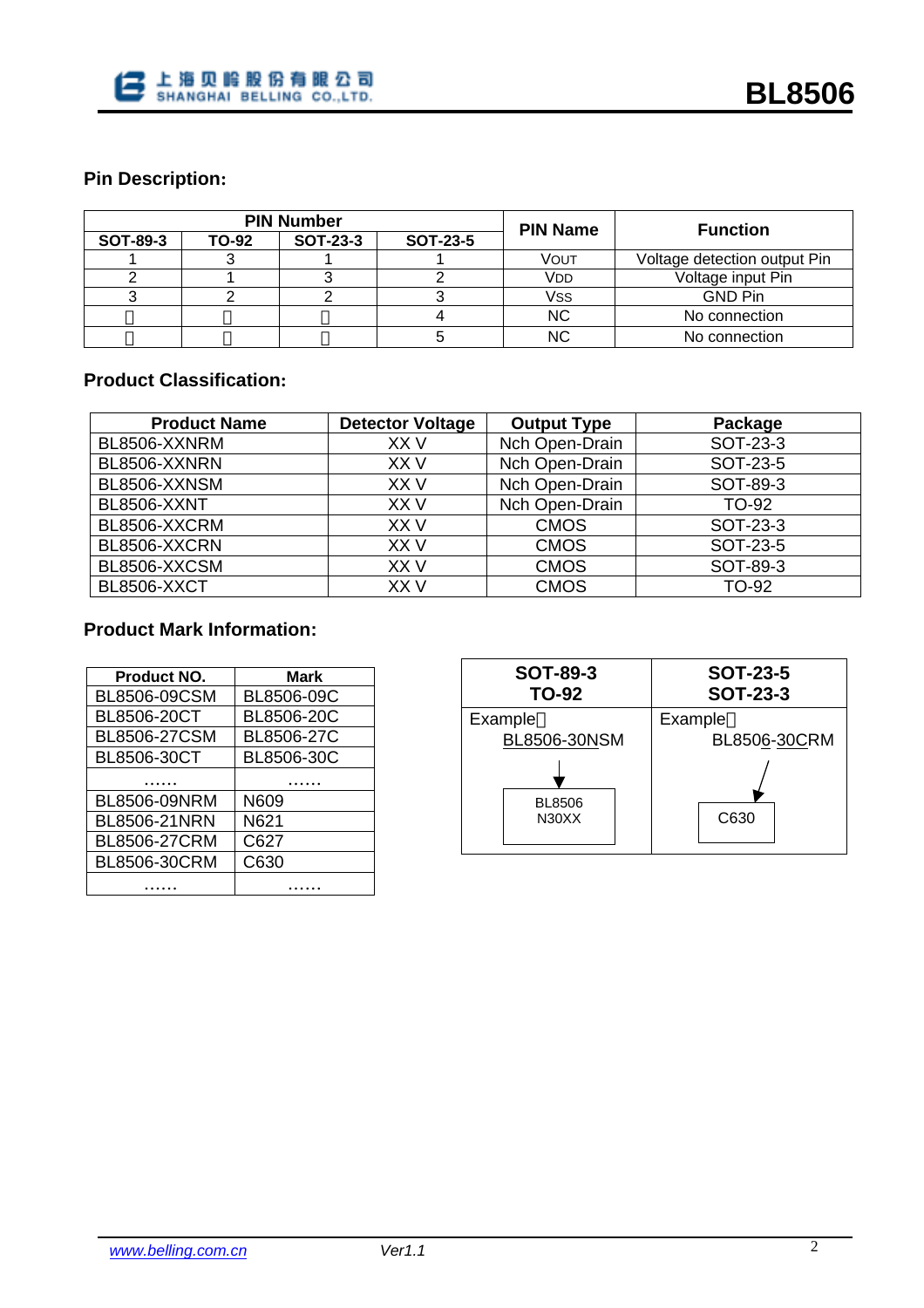## Pin Description:

| PIN Number | | | | PIN Name | Function |
|---|---|---|---|---|---|
| SOT-89-3 | TO-92 | SOT-23-3 | SOT-23-5 | | |
| 1 | 3 | 1 | 1 | VOUT | Voltage detection output Pin |
| 2 | 1 | 3 | 2 | VDD | Voltage input Pin |
| 3 | 2 | 2 | 3 | VSS | GND Pin |
| － | － | － | 4 | NC | No connection |
| － | － | － | 5 | NC | No connection |

## Product Classification:

| Product Name | Detector Voltage | Output Type | Package |
|---|---|---|---|
| BL8506-XXNRM | XX V | Nch Open-Drain | SOT-23-3 |
| BL8506-XXNRN | XX V | Nch Open-Drain | SOT-23-5 |
| BL8506-XXNSM | XX V | Nch Open-Drain | SOT-89-3 |
| BL8506-XXNT | XX V | Nch Open-Drain | TO-92 |
| BL8506-XXCRM | XX V | CMOS | SOT-23-3 |
| BL8506-XXCRN | XX V | CMOS | SOT-23-5 |
| BL8506-XXCSM | XX V | CMOS | SOT-89-3 |
| BL8506-XXCT | XX V | CMOS | TO-92 |

## Product Mark Information:

| Product NO. | Mark |
|---|---|
| BL8506-09CSM | BL8506-09C |
| BL8506-20CT | BL8506-20C |
| BL8506-27CSM | BL8506-27C |
| BL8506-30CT | BL8506-30C |
| …… | …… |
| BL8506-09NRM | N609 |
| BL8506-21NRN | N621 |
| BL8506-27CRM | C627 |
| BL8506-30CRM | C630 |
| …… | …… |

| SOT-89-3 TO-92 | SOT-23-5 SOT-23-3 |
|---|---|
| Example： BL8506-30NSM → BL8506 N30XX | Example： BL8506-30CRM → C630 |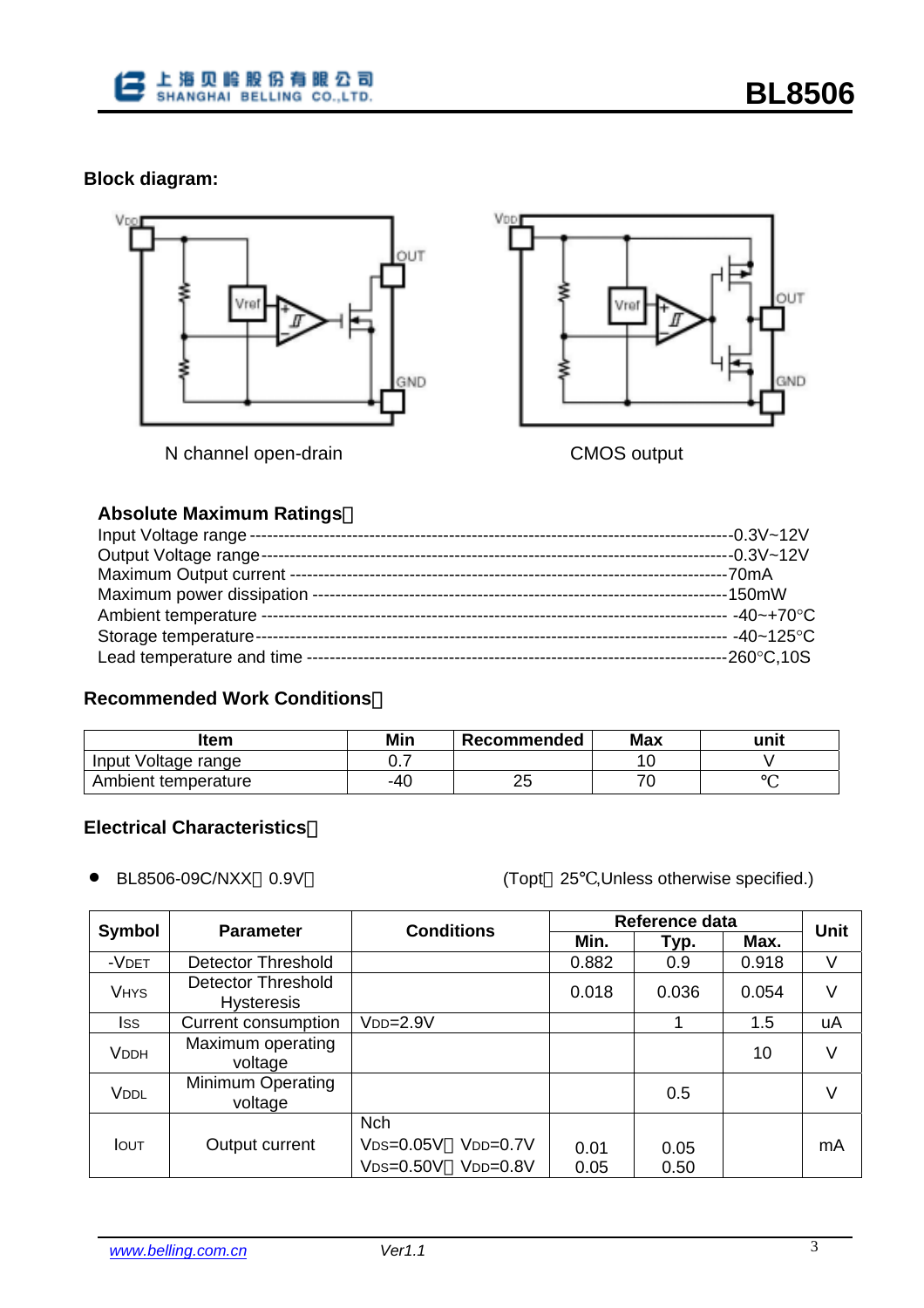## Block diagram:

N channel open-drain

CMOS output

### Absolute Maximum Ratings：

Input Voltage range ------------------------------------------------------------------------------------0.3V~12V
Output Voltage range -----------------------------------------------------------------------------------0.3V~12V
Maximum Output current ---------------------------------------------------------------------------70mA
Maximum power dissipation -----------------------------------------------------------------------150mW
Ambient temperature ------------------------------------------------------------------------------ -40~+70°C
Storage temperature ------------------------------------------------------------------------------- -40~125°C
Lead temperature and time ------------------------------------------------------------------------260°C,10S

### Recommended Work Conditions：

| Item | Min | Recommended | Max | unit |
|---|---|---|---|---|
| Input Voltage range | 0.7 | | 10 | V |
| Ambient temperature | -40 | 25 | 70 | ℃ |

### Electrical Characteristics：

- BL8506-09C/NXX（0.9V） (Topt＝25℃,Unless otherwise specified.)

| Symbol | Parameter | Conditions | Reference data | | | Unit |
|---|---|---|---|---|---|---|
| | | | Min. | Typ. | Max. | |
| $-V_{DET}$ | Detector Threshold | | 0.882 | 0.9 | 0.918 | V |
| $V_{HYS}$ | Detector Threshold Hysteresis | | 0.018 | 0.036 | 0.054 | V |
| $I_{SS}$ | Current consumption | $V_{DD}$=2.9V | | 1 | 1.5 | uA |
| $V_{DDH}$ | Maximum operating voltage | | | | 10 | V |
| $V_{DDL}$ | Minimum Operating voltage | | | 0.5 | | V |
| $I_{OUT}$ | Output current | Nch<br>$V_{DS}$=0.05V，$V_{DD}$=0.7V<br>$V_{DS}$=0.50V，$V_{DD}$=0.8V | 0.01<br>0.05 | 0.05<br>0.50 | | mA |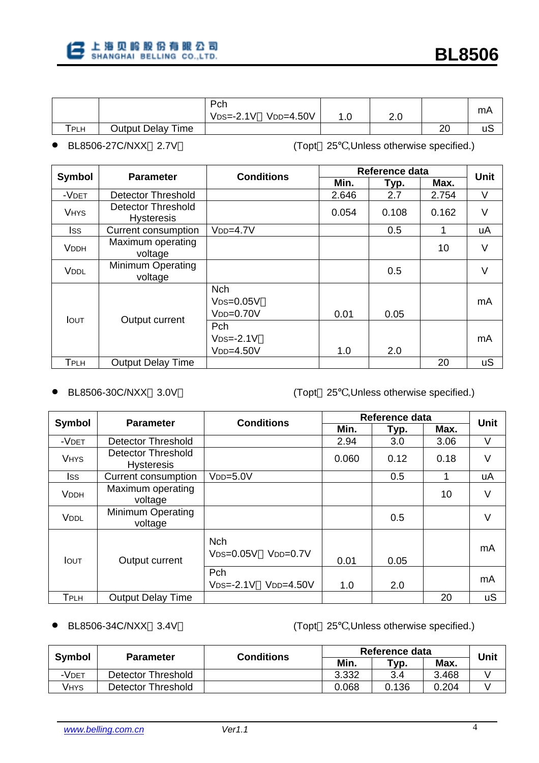| | | Pch $V_{DS}$=-2.1V　$V_{DD}$=4.50V | 1.0 | 2.0 | | mA |
|---|---|---|---|---|---|---|
| $T_{PLH}$ | Output Delay Time | | | | 20 | uS |

- BL8506-27C/NXX（2.7V）　　　　　　　　　(Topt＝25℃,Unless otherwise specified.)

| Symbol | Parameter | Conditions | Reference data | | | Unit |
|---|---|---|---|---|---|---|
| | | | Min. | Typ. | Max. | |
| $-V_{DET}$ | Detector Threshold | | 2.646 | 2.7 | 2.754 | V |
| $V_{HYS}$ | Detector Threshold Hysteresis | | 0.054 | 0.108 | 0.162 | V |
| $I_{SS}$ | Current consumption | $V_{DD}$=4.7V | | 0.5 | 1 | uA |
| $V_{DDH}$ | Maximum operating voltage | | | | 10 | V |
| $V_{DDL}$ | Minimum Operating voltage | | | 0.5 | | V |
| $I_{OUT}$ | Output current | Nch $V_{DS}$=0.05V， $V_{DD}$=0.70V | 0.01 | 0.05 | | mA |
| | | Pch $V_{DS}$=-2.1V， $V_{DD}$=4.50V | 1.0 | 2.0 | | mA |
| $T_{PLH}$ | Output Delay Time | | | | 20 | uS |

- BL8506-30C/NXX（3.0V）　　　　　　　　　(Topt＝25℃,Unless otherwise specified.)

| Symbol | Parameter | Conditions | Reference data | | | Unit |
|---|---|---|---|---|---|---|
| | | | Min. | Typ. | Max. | |
| $-V_{DET}$ | Detector Threshold | | 2.94 | 3.0 | 3.06 | V |
| $V_{HYS}$ | Detector Threshold Hysteresis | | 0.060 | 0.12 | 0.18 | V |
| $I_{SS}$ | Current consumption | $V_{DD}$=5.0V | | 0.5 | 1 | uA |
| $V_{DDH}$ | Maximum operating voltage | | | | 10 | V |
| $V_{DDL}$ | Minimum Operating voltage | | | 0.5 | | V |
| $I_{OUT}$ | Output current | Nch $V_{DS}$=0.05V， $V_{DD}$=0.7V | 0.01 | 0.05 | | mA |
| | | Pch $V_{DS}$=-2.1V， $V_{DD}$=4.50V | 1.0 | 2.0 | | mA |
| $T_{PLH}$ | Output Delay Time | | | | 20 | uS |

- BL8506-34C/NXX（3.4V）　　　　　　　　　(Topt＝25℃,Unless otherwise specified.)

| Symbol | Parameter | Conditions | Reference data | | | Unit |
|---|---|---|---|---|---|---|
| | | | Min. | Typ. | Max. | |
| $-V_{DET}$ | Detector Threshold | | 3.332 | 3.4 | 3.468 | V |
| $V_{HYS}$ | Detector Threshold | | 0.068 | 0.136 | 0.204 | V |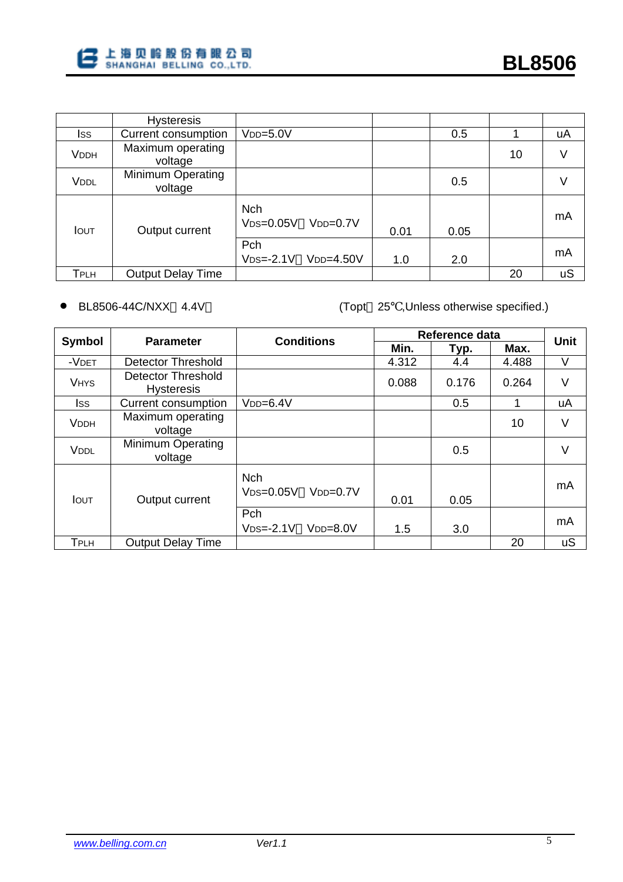| | Hysteresis | | | | | |
|---|---|---|---|---|---|---|
| $I_{SS}$ | Current consumption | $V_{DD}$=5.0V | | 0.5 | 1 | uA |
| $V_{DDH}$ | Maximum operating voltage | | | | 10 | V |
| $V_{DDL}$ | Minimum Operating voltage | | | 0.5 | | V |
| $I_{OUT}$ | Output current | Nch $V_{DS}$=0.05V，$V_{DD}$=0.7V | 0.01 | 0.05 | | mA |
| | | Pch $V_{DS}$=-2.1V，$V_{DD}$=4.50V | 1.0 | 2.0 | | mA |
| $T_{PLH}$ | Output Delay Time | | | | 20 | uS |

- BL8506-44C/NXX（4.4V）　　　　　　　(Topt＝25℃,Unless otherwise specified.)

| Symbol | Parameter | Conditions | Reference data | | | Unit |
|---|---|---|---|---|---|---|
| | | | Min. | Typ. | Max. | |
| $-V_{DET}$ | Detector Threshold | | 4.312 | 4.4 | 4.488 | V |
| $V_{HYS}$ | Detector Threshold Hysteresis | | 0.088 | 0.176 | 0.264 | V |
| $I_{SS}$ | Current consumption | $V_{DD}$=6.4V | | 0.5 | 1 | uA |
| $V_{DDH}$ | Maximum operating voltage | | | | 10 | V |
| $V_{DDL}$ | Minimum Operating voltage | | | 0.5 | | V |
| $I_{OUT}$ | Output current | Nch $V_{DS}$=0.05V，$V_{DD}$=0.7V | 0.01 | 0.05 | | mA |
| | | Pch $V_{DS}$=-2.1V，$V_{DD}$=8.0V | 1.5 | 3.0 | | mA |
| $T_{PLH}$ | Output Delay Time | | | | 20 | uS |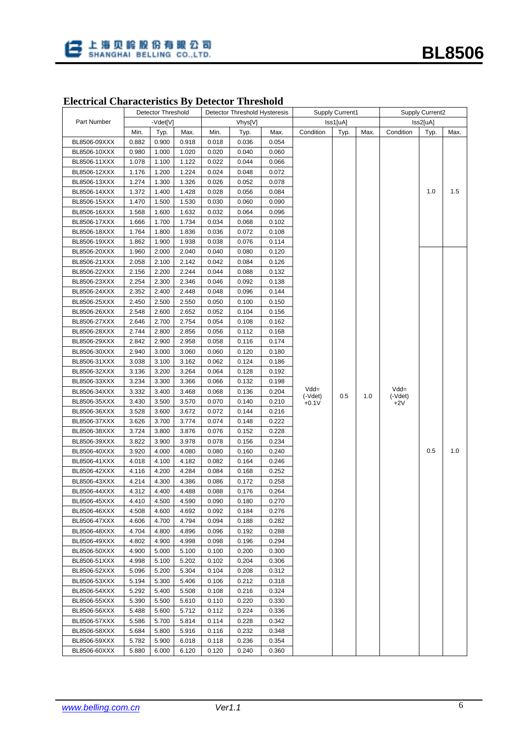## Electrical Characteristics By Detector Threshold

| Part Number | Detector Threshold -Vdet[V] | | | Detector Threshold Hysteresis Vhys[V] | | | Supply Current1 Iss1[uA] | | | Supply Current2 Iss2[uA] | | |
|---|---|---|---|---|---|---|---|---|---|---|---|---|
| | Min. | Typ. | Max. | Min. | Typ. | Max. | Condition | Typ. | Max. | Condition | Typ. | Max. |
| BL8506-09XXX | 0.882 | 0.900 | 0.918 | 0.018 | 0.036 | 0.054 | Vdd=(-Vdet)+0.1V | 0.5 | 1.0 | Vdd=(-Vdet)+2V | 1.0 | 1.5 |
| BL8506-10XXX | 0.980 | 1.000 | 1.020 | 0.020 | 0.040 | 0.060 | | | | | | |
| BL8506-11XXX | 1.078 | 1.100 | 1.122 | 0.022 | 0.044 | 0.066 | | | | | | |
| BL8506-12XXX | 1.176 | 1.200 | 1.224 | 0.024 | 0.048 | 0.072 | | | | | | |
| BL8506-13XXX | 1.274 | 1.300 | 1.326 | 0.026 | 0.052 | 0.078 | | | | | | |
| BL8506-14XXX | 1.372 | 1.400 | 1.428 | 0.028 | 0.056 | 0.084 | | | | | | |
| BL8506-15XXX | 1.470 | 1.500 | 1.530 | 0.030 | 0.060 | 0.090 | | | | | | |
| BL8506-16XXX | 1.568 | 1.600 | 1.632 | 0.032 | 0.064 | 0.096 | | | | | | |
| BL8506-17XXX | 1.666 | 1.700 | 1.734 | 0.034 | 0.068 | 0.102 | | | | | | |
| BL8506-18XXX | 1.764 | 1.800 | 1.836 | 0.036 | 0.072 | 0.108 | | | | | | |
| BL8506-19XXX | 1.862 | 1.900 | 1.938 | 0.038 | 0.076 | 0.114 | | | | | | |
| BL8506-20XXX | 1.960 | 2.000 | 2.040 | 0.040 | 0.080 | 0.120 | | | | | 0.5 | 1.0 |
| BL8506-21XXX | 2.058 | 2.100 | 2.142 | 0.042 | 0.084 | 0.126 | | | | | | |
| BL8506-22XXX | 2.156 | 2.200 | 2.244 | 0.044 | 0.088 | 0.132 | | | | | | |
| BL8506-23XXX | 2.254 | 2.300 | 2.346 | 0.046 | 0.092 | 0.138 | | | | | | |
| BL8506-24XXX | 2.352 | 2.400 | 2.448 | 0.048 | 0.096 | 0.144 | | | | | | |
| BL8506-25XXX | 2.450 | 2.500 | 2.550 | 0.050 | 0.100 | 0.150 | | | | | | |
| BL8506-26XXX | 2.548 | 2.600 | 2.652 | 0.052 | 0.104 | 0.156 | | | | | | |
| BL8506-27XXX | 2.646 | 2.700 | 2.754 | 0.054 | 0.108 | 0.162 | | | | | | |
| BL8506-28XXX | 2.744 | 2.800 | 2.856 | 0.056 | 0.112 | 0.168 | | | | | | |
| BL8506-29XXX | 2.842 | 2.900 | 2.958 | 0.058 | 0.116 | 0.174 | | | | | | |
| BL8506-30XXX | 2.940 | 3.000 | 3.060 | 0.060 | 0.120 | 0.180 | | | | | | |
| BL8506-31XXX | 3.038 | 3.100 | 3.162 | 0.062 | 0.124 | 0.186 | | | | | | |
| BL8506-32XXX | 3.136 | 3.200 | 3.264 | 0.064 | 0.128 | 0.192 | | | | | | |
| BL8506-33XXX | 3.234 | 3.300 | 3.366 | 0.066 | 0.132 | 0.198 | | | | | | |
| BL8506-34XXX | 3.332 | 3.400 | 3.468 | 0.068 | 0.136 | 0.204 | | | | | | |
| BL8506-35XXX | 3.430 | 3.500 | 3.570 | 0.070 | 0.140 | 0.210 | | | | | | |
| BL8506-36XXX | 3.528 | 3.600 | 3.672 | 0.072 | 0.144 | 0.216 | | | | | | |
| BL8506-37XXX | 3.626 | 3.700 | 3.774 | 0.074 | 0.148 | 0.222 | | | | | | |
| BL8506-38XXX | 3.724 | 3.800 | 3.876 | 0.076 | 0.152 | 0.228 | | | | | | |
| BL8506-39XXX | 3.822 | 3.900 | 3.978 | 0.078 | 0.156 | 0.234 | | | | | | |
| BL8506-40XXX | 3.920 | 4.000 | 4.080 | 0.080 | 0.160 | 0.240 | | | | | | |
| BL8506-41XXX | 4.018 | 4.100 | 4.182 | 0.082 | 0.164 | 0.246 | | | | | | |
| BL8506-42XXX | 4.116 | 4.200 | 4.284 | 0.084 | 0.168 | 0.252 | | | | | | |
| BL8506-43XXX | 4.214 | 4.300 | 4.386 | 0.086 | 0.172 | 0.258 | | | | | | |
| BL8506-44XXX | 4.312 | 4.400 | 4.488 | 0.088 | 0.176 | 0.264 | | | | | | |
| BL8506-45XXX | 4.410 | 4.500 | 4.590 | 0.090 | 0.180 | 0.270 | | | | | | |
| BL8506-46XXX | 4.508 | 4.600 | 4.692 | 0.092 | 0.184 | 0.276 | | | | | | |
| BL8506-47XXX | 4.606 | 4.700 | 4.794 | 0.094 | 0.188 | 0.282 | | | | | | |
| BL8506-48XXX | 4.704 | 4.800 | 4.896 | 0.096 | 0.192 | 0.288 | | | | | | |
| BL8506-49XXX | 4.802 | 4.900 | 4.998 | 0.098 | 0.196 | 0.294 | | | | | | |
| BL8506-50XXX | 4.900 | 5.000 | 5.100 | 0.100 | 0.200 | 0.300 | | | | | | |
| BL8506-51XXX | 4.998 | 5.100 | 5.202 | 0.102 | 0.204 | 0.306 | | | | | | |
| BL8506-52XXX | 5.096 | 5.200 | 5.304 | 0.104 | 0.208 | 0.312 | | | | | | |
| BL8506-53XXX | 5.194 | 5.300 | 5.406 | 0.106 | 0.212 | 0.318 | | | | | | |
| BL8506-54XXX | 5.292 | 5.400 | 5.508 | 0.108 | 0.216 | 0.324 | | | | | | |
| BL8506-55XXX | 5.390 | 5.500 | 5.610 | 0.110 | 0.220 | 0.330 | | | | | | |
| BL8506-56XXX | 5.488 | 5.600 | 5.712 | 0.112 | 0.224 | 0.336 | | | | | | |
| BL8506-57XXX | 5.586 | 5.700 | 5.814 | 0.114 | 0.228 | 0.342 | | | | | | |
| BL8506-58XXX | 5.684 | 5.800 | 5.916 | 0.116 | 0.232 | 0.348 | | | | | | |
| BL8506-59XXX | 5.782 | 5.900 | 6.018 | 0.118 | 0.236 | 0.354 | | | | | | |
| BL8506-60XXX | 5.880 | 6.000 | 6.120 | 0.120 | 0.240 | 0.360 | | | | | | |

Note: Supply Current1 (Vdd=(-Vdet)+0.1V: Typ. 0.5, Max. 1.0) applies to all part numbers. Supply Current2 (Vdd=(-Vdet)+2V): Typ. 1.0, Max. 1.5 for BL8506-09XXX to BL8506-19XXX; Typ. 0.5, Max. 1.0 for BL8506-20XXX to BL8506-60XXX.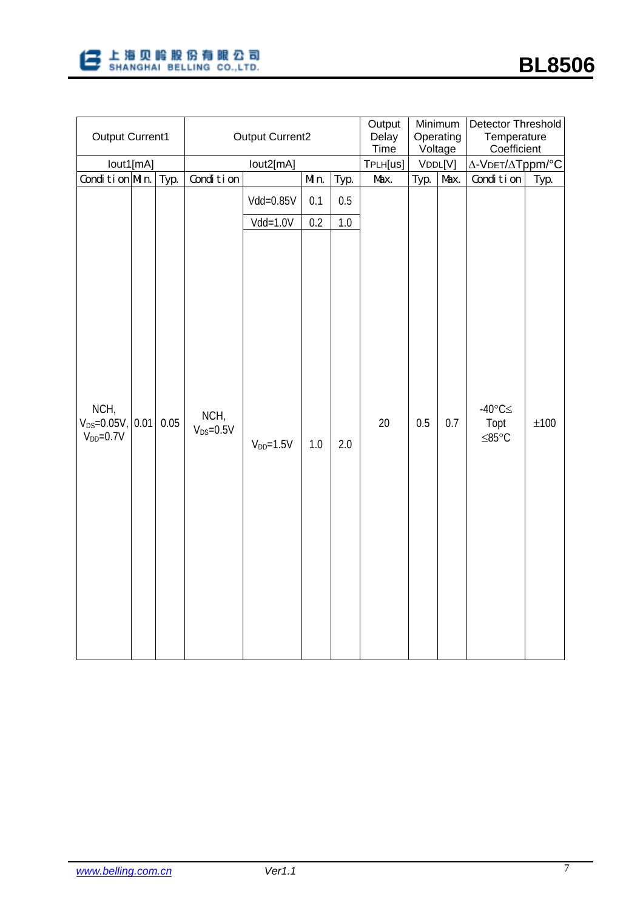| Output Current1 | | | Output Current2 | | | | Output Delay Time | Minimum Operating Voltage | | Detector Threshold Temperature Coefficient | |
|---|---|---|---|---|---|---|---|---|---|---|---|
| Iout1[mA] | | | Iout2[mA] | | | | TPLH[us] | VDDL[V] | | Δ-VDET/ΔTppm/°C | |
| Condition | Min. | Typ. | Condition | | Min. | Typ. | Max. | Typ. | Max. | Condition | Typ. |
| NCH, $V_{DS}$=0.05V, $V_{DD}$=0.7V | 0.01 | 0.05 | NCH, $V_{DS}$=0.5V | Vdd=0.85V | 0.1 | 0.5 | 20 | 0.5 | 0.7 | -40°C≤ Topt ≤85°C | ±100 |
| | | | | Vdd=1.0V | 0.2 | 1.0 | | | | | |
| | | | | $V_{DD}$=1.5V | 1.0 | 2.0 | | | | | |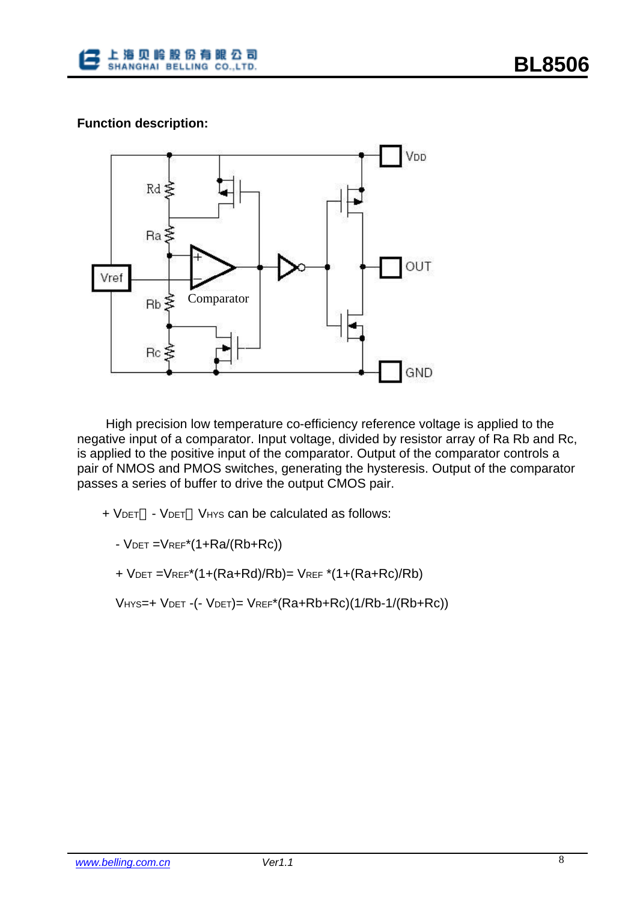**Function description:**

High precision low temperature co-efficiency reference voltage is applied to the negative input of a comparator. Input voltage, divided by resistor array of Ra Rb and Rc, is applied to the positive input of the comparator. Output of the comparator controls a pair of NMOS and PMOS switches, generating the hysteresis. Output of the comparator passes a series of buffer to drive the output CMOS pair.

+ $V_{DET}$、- $V_{DET}$、$V_{HYS}$ can be calculated as follows:

- $V_{DET} = V_{REF}*(1+Ra/(Rb+Rc))$

+ $V_{DET} = V_{REF}*(1+(Ra+Rd)/Rb) = V_{REF}*(1+(Ra+Rc)/Rb)$

$V_{HYS}$=+ $V_{DET}$ -(- $V_{DET}$)= $V_{REF}*(Ra+Rb+Rc)(1/Rb-1/(Rb+Rc))$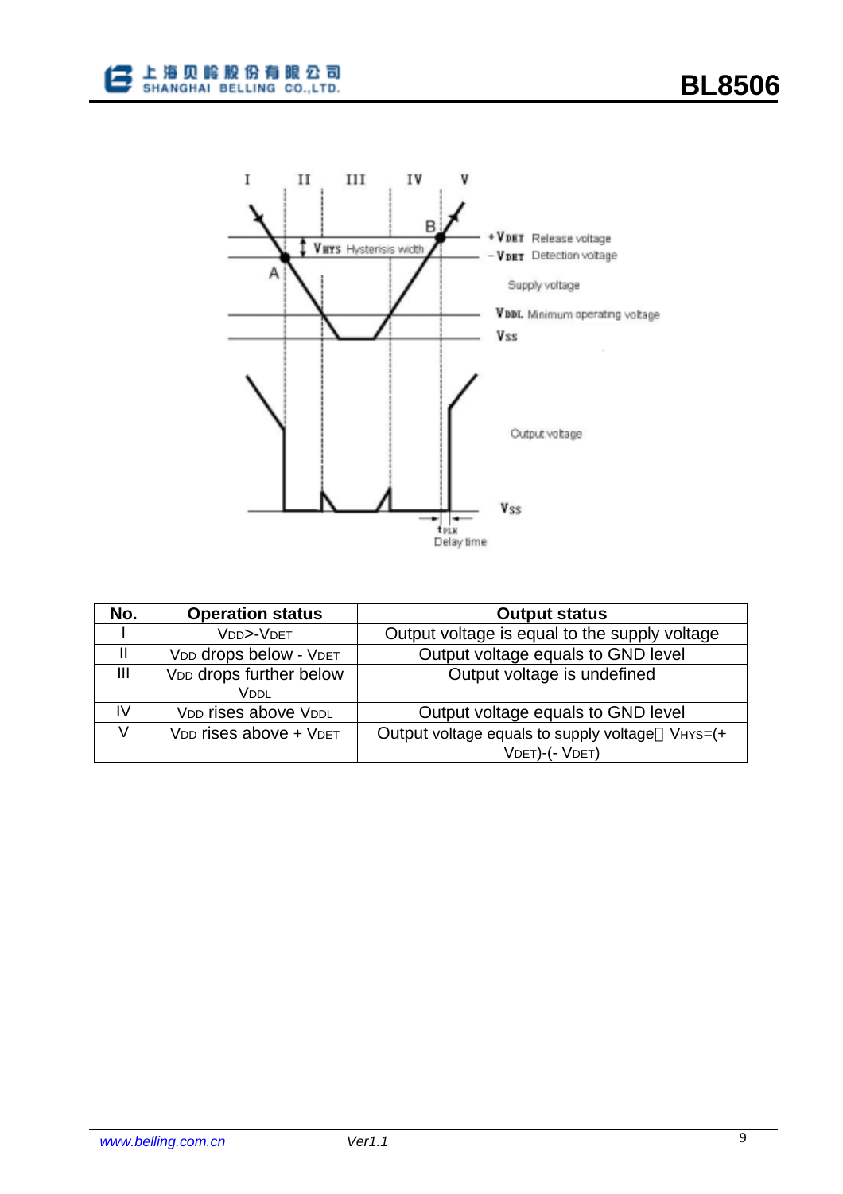| No. | Operation status | Output status |
| --- | --- | --- |
| I | $V_{DD}$>-$V_{DET}$ | Output voltage is equal to the supply voltage |
| II | $V_{DD}$ drops below - $V_{DET}$ | Output voltage equals to GND level |
| III | $V_{DD}$ drops further below $V_{DDL}$ | Output voltage is undefined |
| IV | $V_{DD}$ rises above $V_{DDL}$ | Output voltage equals to GND level |
| V | $V_{DD}$ rises above + $V_{DET}$ | Output voltage equals to supply voltage， $V_{HYS}$=(+ $V_{DET}$)-(- $V_{DET}$) |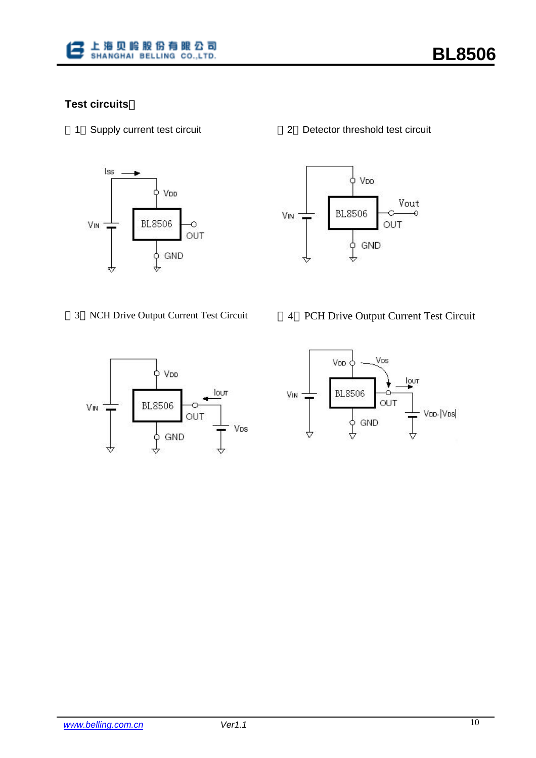**Test circuits：**

（1）Supply current test circuit

（2）Detector threshold test circuit

（3）NCH Drive Output Current Test Circuit

（4）PCH Drive Output Current Test Circuit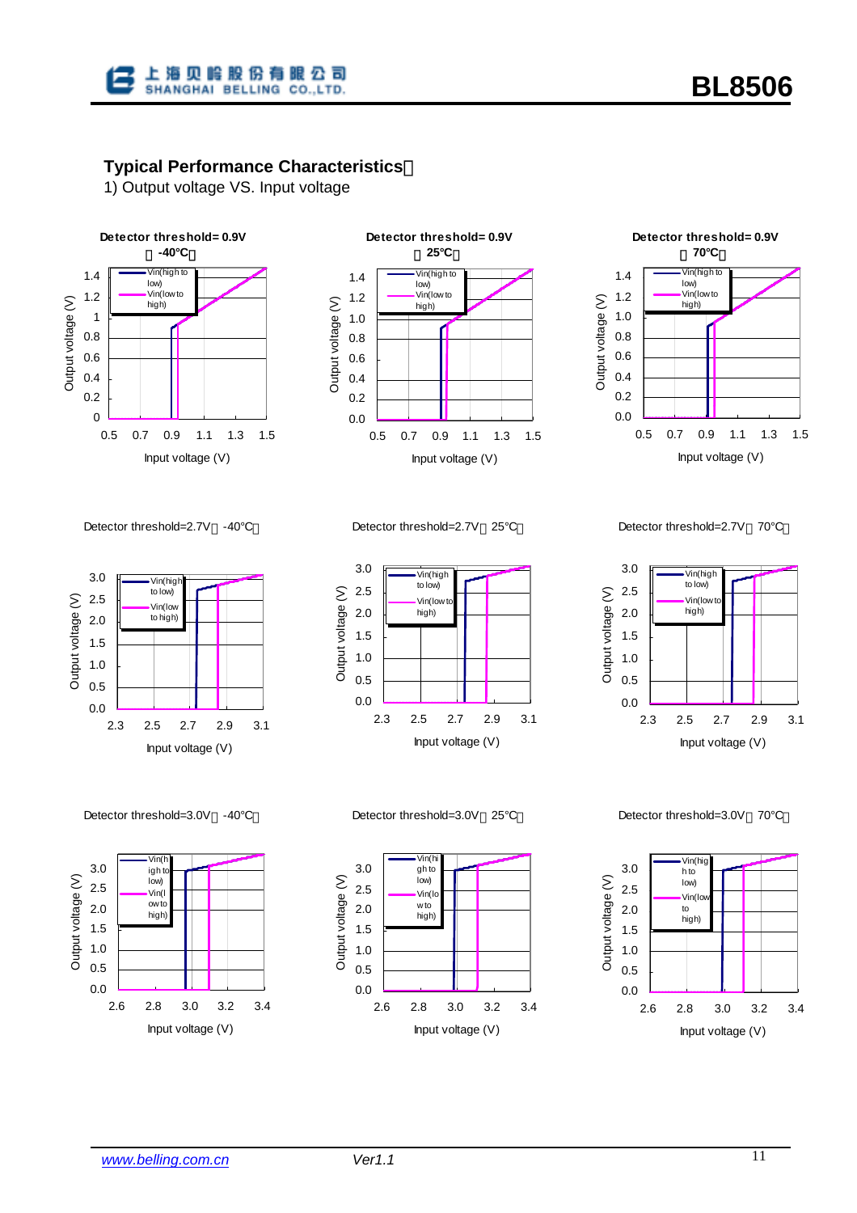## Typical Performance Characteristics：

1) Output voltage VS. Input voltage

Detector threshold= 0.9V （-40℃）

Detector threshold= 0.9V （25℃）

Detector threshold= 0.9V （70℃）

Detector threshold=2.7V（-40℃）

Detector threshold=2.7V（25℃）

Detector threshold=2.7V（70℃）

Detector threshold=3.0V（-40℃）

Detector threshold=3.0V（25℃）

Detector threshold=3.0V（70℃）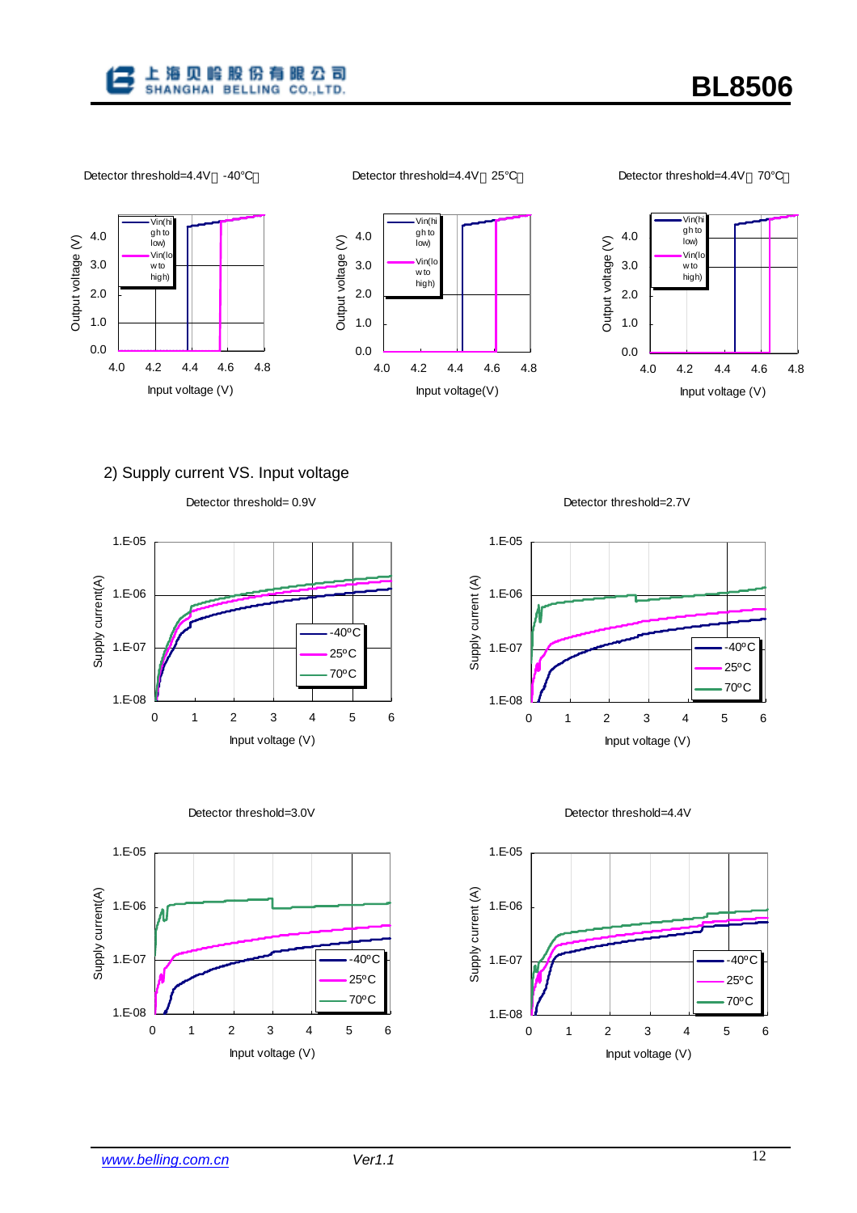Detector threshold=4.4V（-40°C）

Detector threshold=4.4V（25°C）

Detector threshold=4.4V（70°C）

2) Supply current VS. Input voltage

Detector threshold= 0.9V

Detector threshold=2.7V

Detector threshold=3.0V

Detector threshold=4.4V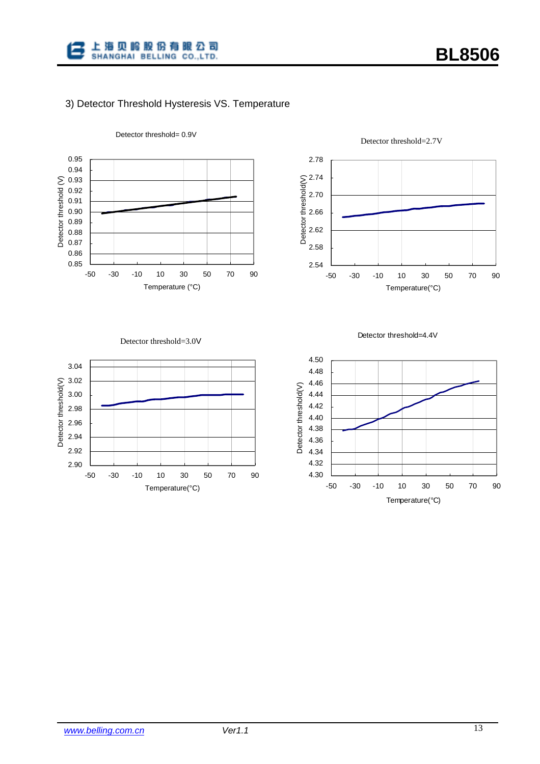3) Detector Threshold Hysteresis VS. Temperature

Detector threshold= 0.9V

Detector threshold=2.7V

Detector threshold=3.0V

Detector threshold=4.4V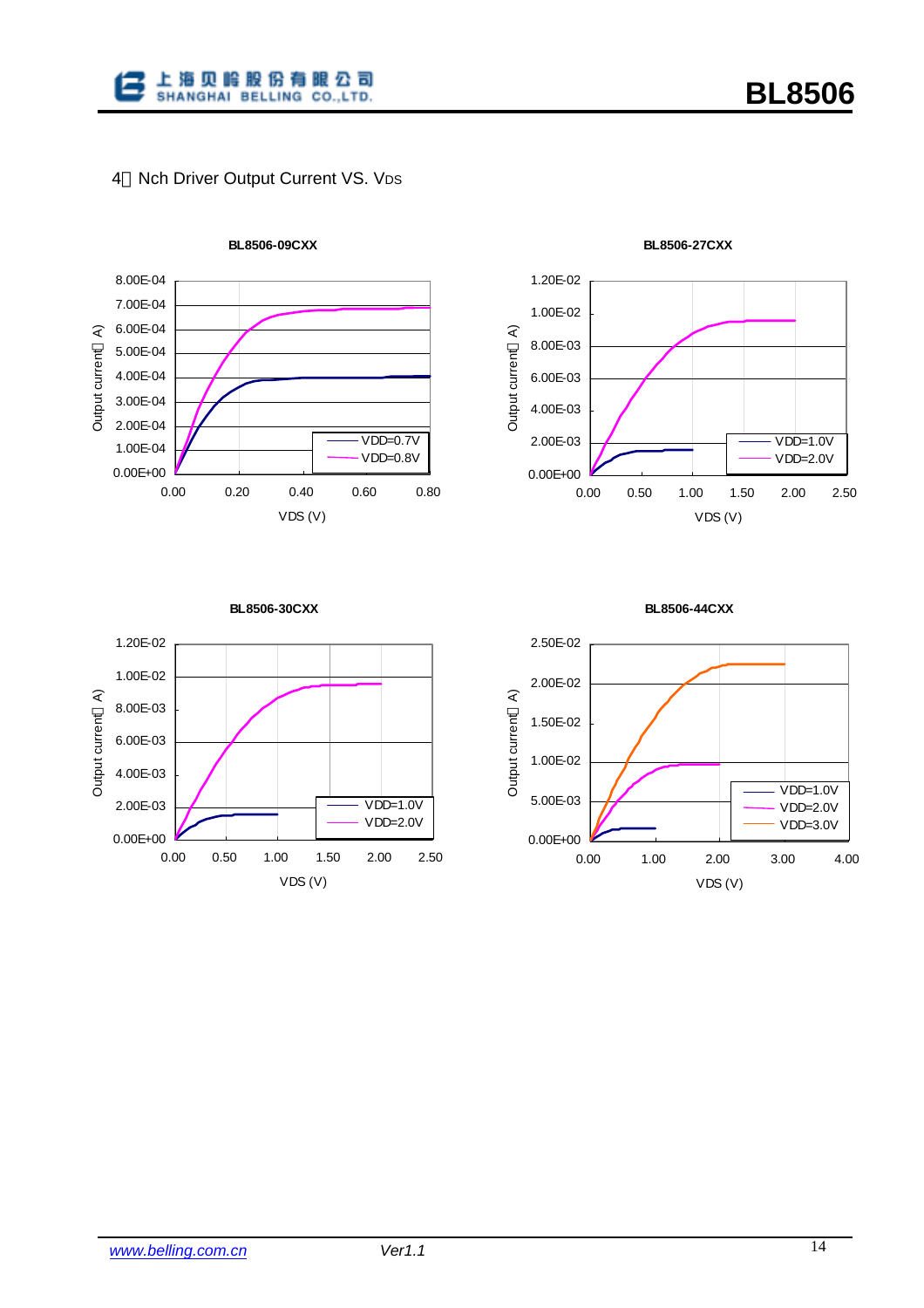4、Nch Driver Output Current VS. $V_{DS}$

**BL8506-09CXX**

Output current（A）

8.00E-04
7.00E-04
6.00E-04
5.00E-04
4.00E-04
3.00E-04
2.00E-04
1.00E-04
0.00E+00

0.00 0.20 0.40 0.60 0.80

VDS (V)

VDD=0.7V
VDD=0.8V

**BL8506-27CXX**

Output current（A）

1.20E-02
1.00E-02
8.00E-03
6.00E-03
4.00E-03
2.00E-03
0.00E+00

0.00 0.50 1.00 1.50 2.00 2.50

VDS (V)

VDD=1.0V
VDD=2.0V

**BL8506-30CXX**

Output current（A）

1.20E-02
1.00E-02
8.00E-03
6.00E-03
4.00E-03
2.00E-03
0.00E+00

0.00 0.50 1.00 1.50 2.00 2.50

VDS (V)

VDD=1.0V
VDD=2.0V

**BL8506-44CXX**

Output current（A）

2.50E-02
2.00E-02
1.50E-02
1.00E-02
5.00E-03
0.00E+00

0.00 1.00 2.00 3.00 4.00

VDS (V)

VDD=1.0V
VDD=2.0V
VDD=3.0V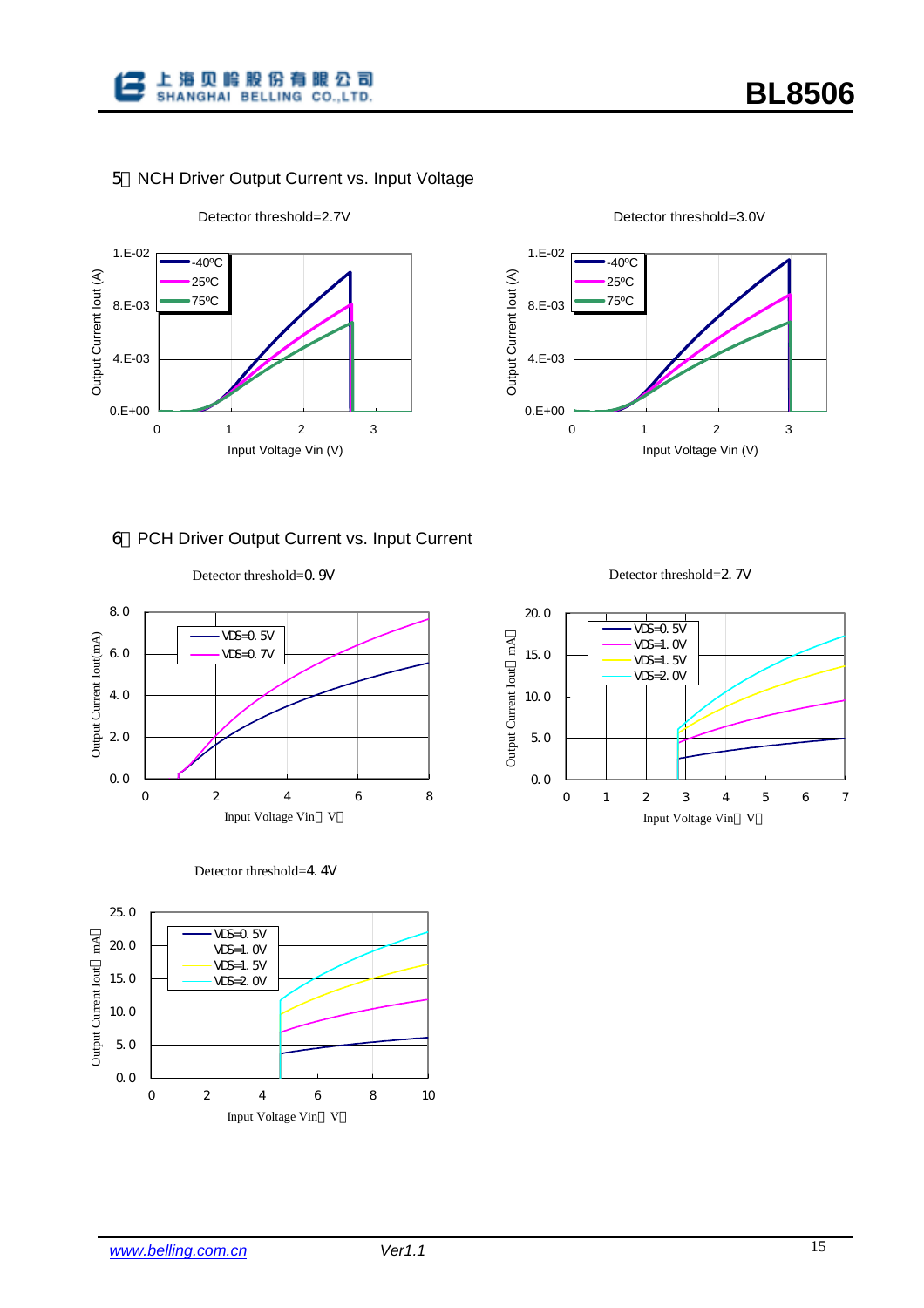5） NCH Driver Output Current vs. Input Voltage

Detector threshold=2.7V

Detector threshold=3.0V

6） PCH Driver Output Current vs. Input Current

Detector threshold=0.9V

Detector threshold=2.7V

Detector threshold=4.4V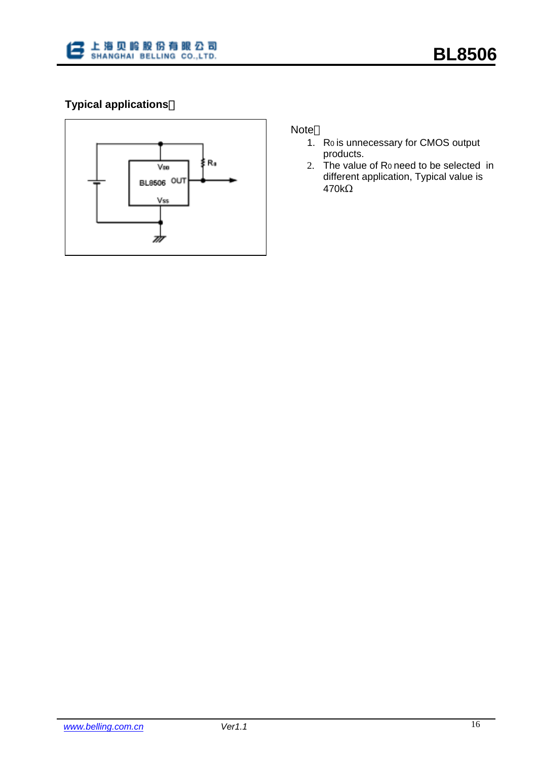### Typical applications：

VDD

RB

BL8506 OUT

VSS

Note：

1. $R_0$ is unnecessary for CMOS output products.
2. The value of $R_0$ need to be selected in different application, Typical value is 470kΩ